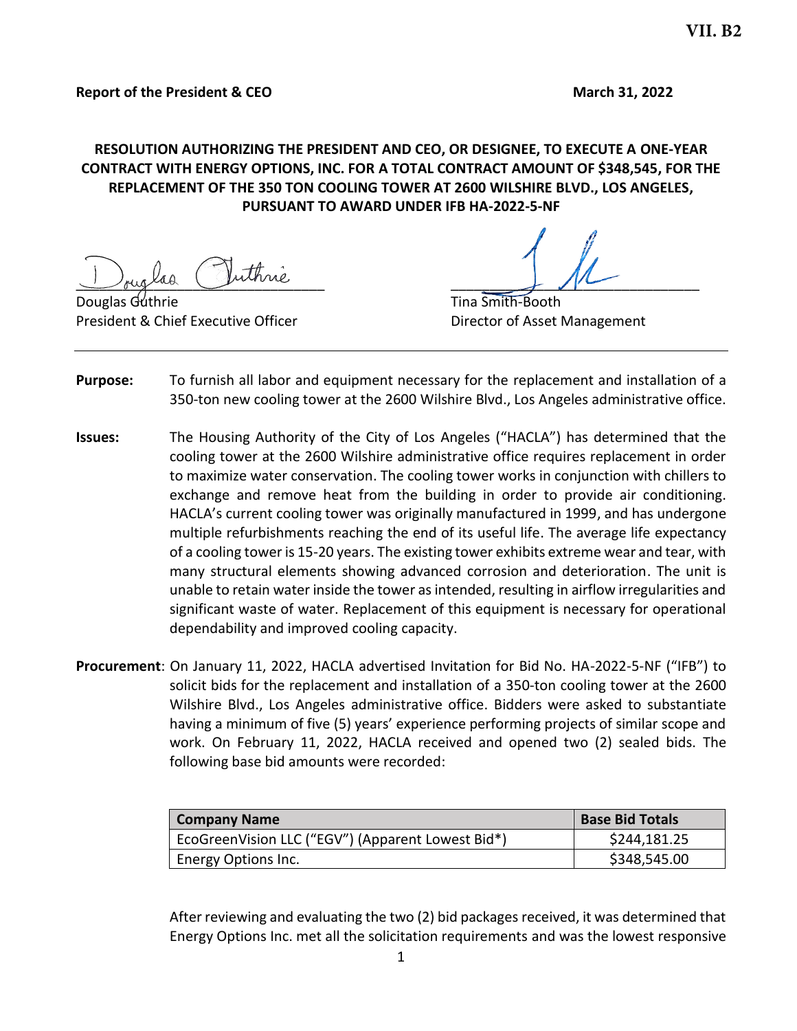**VII. B2**

**Report of the President & CEO** **March 31, 2022**

**RESOLUTION AUTHORIZING THE PRESIDENT AND CEO, OR DESIGNEE, TO EXECUTE A ONE-YEAR CONTRACT WITH ENERGY OPTIONS, INC. FOR A TOTAL CONTRACT AMOUNT OF $348,545, FOR THE REPLACEMENT OF THE 350 TON COOLING TOWER AT 2600 WILSHIRE BLVD., LOS ANGELES, PURSUANT TO AWARD UNDER IFB HA-2022-5-NF**

Douglas Guthrie
President & Chief Executive Officer

Tina Smith-Booth
Director of Asset Management

---

**Purpose:** To furnish all labor and equipment necessary for the replacement and installation of a 350-ton new cooling tower at the 2600 Wilshire Blvd., Los Angeles administrative office.

**Issues:** The Housing Authority of the City of Los Angeles ("HACLA") has determined that the cooling tower at the 2600 Wilshire administrative office requires replacement in order to maximize water conservation. The cooling tower works in conjunction with chillers to exchange and remove heat from the building in order to provide air conditioning. HACLA's current cooling tower was originally manufactured in 1999, and has undergone multiple refurbishments reaching the end of its useful life. The average life expectancy of a cooling tower is 15-20 years. The existing tower exhibits extreme wear and tear, with many structural elements showing advanced corrosion and deterioration. The unit is unable to retain water inside the tower as intended, resulting in airflow irregularities and significant waste of water. Replacement of this equipment is necessary for operational dependability and improved cooling capacity.

**Procurement**: On January 11, 2022, HACLA advertised Invitation for Bid No. HA-2022-5-NF ("IFB") to solicit bids for the replacement and installation of a 350-ton cooling tower at the 2600 Wilshire Blvd., Los Angeles administrative office. Bidders were asked to substantiate having a minimum of five (5) years' experience performing projects of similar scope and work. On February 11, 2022, HACLA received and opened two (2) sealed bids. The following base bid amounts were recorded:

| Company Name | Base Bid Totals |
|---|---|
| EcoGreenVision LLC ("EGV") (Apparent Lowest Bid*) | $244,181.25 |
| Energy Options Inc. | $348,545.00 |

After reviewing and evaluating the two (2) bid packages received, it was determined that Energy Options Inc. met all the solicitation requirements and was the lowest responsive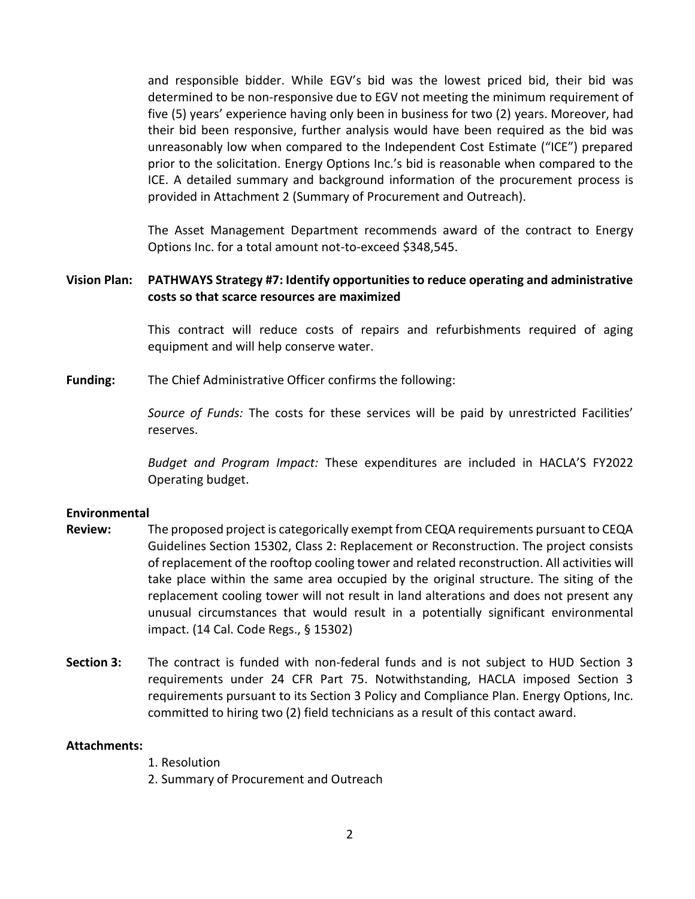and responsible bidder. While EGV's bid was the lowest priced bid, their bid was determined to be non-responsive due to EGV not meeting the minimum requirement of five (5) years' experience having only been in business for two (2) years. Moreover, had their bid been responsive, further analysis would have been required as the bid was unreasonably low when compared to the Independent Cost Estimate ("ICE") prepared prior to the solicitation. Energy Options Inc.'s bid is reasonable when compared to the ICE. A detailed summary and background information of the procurement process is provided in Attachment 2 (Summary of Procurement and Outreach).

The Asset Management Department recommends award of the contract to Energy Options Inc. for a total amount not-to-exceed $348,545.

**Vision Plan:** **PATHWAYS Strategy #7: Identify opportunities to reduce operating and administrative costs so that scarce resources are maximized**

This contract will reduce costs of repairs and refurbishments required of aging equipment and will help conserve water.

**Funding:** The Chief Administrative Officer confirms the following:

*Source of Funds:* The costs for these services will be paid by unrestricted Facilities' reserves.

*Budget and Program Impact:* These expenditures are included in HACLA'S FY2022 Operating budget.

**Environmental Review:** The proposed project is categorically exempt from CEQA requirements pursuant to CEQA Guidelines Section 15302, Class 2: Replacement or Reconstruction. The project consists of replacement of the rooftop cooling tower and related reconstruction. All activities will take place within the same area occupied by the original structure. The siting of the replacement cooling tower will not result in land alterations and does not present any unusual circumstances that would result in a potentially significant environmental impact. (14 Cal. Code Regs., § 15302)

**Section 3:** The contract is funded with non-federal funds and is not subject to HUD Section 3 requirements under 24 CFR Part 75. Notwithstanding, HACLA imposed Section 3 requirements pursuant to its Section 3 Policy and Compliance Plan. Energy Options, Inc. committed to hiring two (2) field technicians as a result of this contact award.

**Attachments:**

1. Resolution
2. Summary of Procurement and Outreach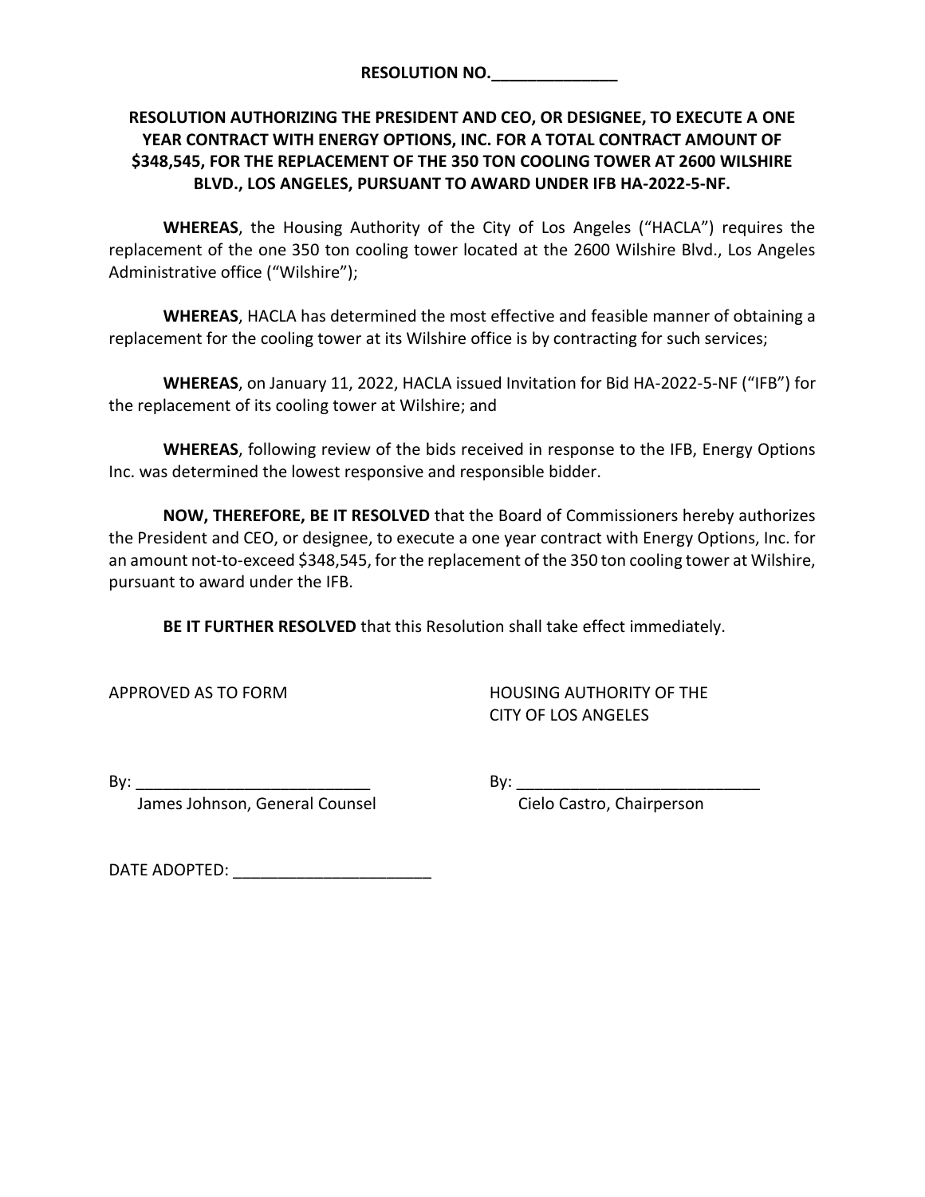**RESOLUTION NO.______________**

**RESOLUTION AUTHORIZING THE PRESIDENT AND CEO, OR DESIGNEE, TO EXECUTE A ONE YEAR CONTRACT WITH ENERGY OPTIONS, INC. FOR A TOTAL CONTRACT AMOUNT OF $348,545, FOR THE REPLACEMENT OF THE 350 TON COOLING TOWER AT 2600 WILSHIRE BLVD., LOS ANGELES, PURSUANT TO AWARD UNDER IFB HA-2022-5-NF.**

**WHEREAS**, the Housing Authority of the City of Los Angeles ("HACLA") requires the replacement of the one 350 ton cooling tower located at the 2600 Wilshire Blvd., Los Angeles Administrative office ("Wilshire");

**WHEREAS**, HACLA has determined the most effective and feasible manner of obtaining a replacement for the cooling tower at its Wilshire office is by contracting for such services;

**WHEREAS**, on January 11, 2022, HACLA issued Invitation for Bid HA-2022-5-NF ("IFB") for the replacement of its cooling tower at Wilshire; and

**WHEREAS**, following review of the bids received in response to the IFB, Energy Options Inc. was determined the lowest responsive and responsible bidder.

**NOW, THEREFORE, BE IT RESOLVED** that the Board of Commissioners hereby authorizes the President and CEO, or designee, to execute a one year contract with Energy Options, Inc. for an amount not-to-exceed $348,545, for the replacement of the 350 ton cooling tower at Wilshire, pursuant to award under the IFB.

**BE IT FURTHER RESOLVED** that this Resolution shall take effect immediately.

APPROVED AS TO FORM

HOUSING AUTHORITY OF THE CITY OF LOS ANGELES

By: ___________________________
James Johnson, General Counsel

By: ___________________________
Cielo Castro, Chairperson

DATE ADOPTED: ______________________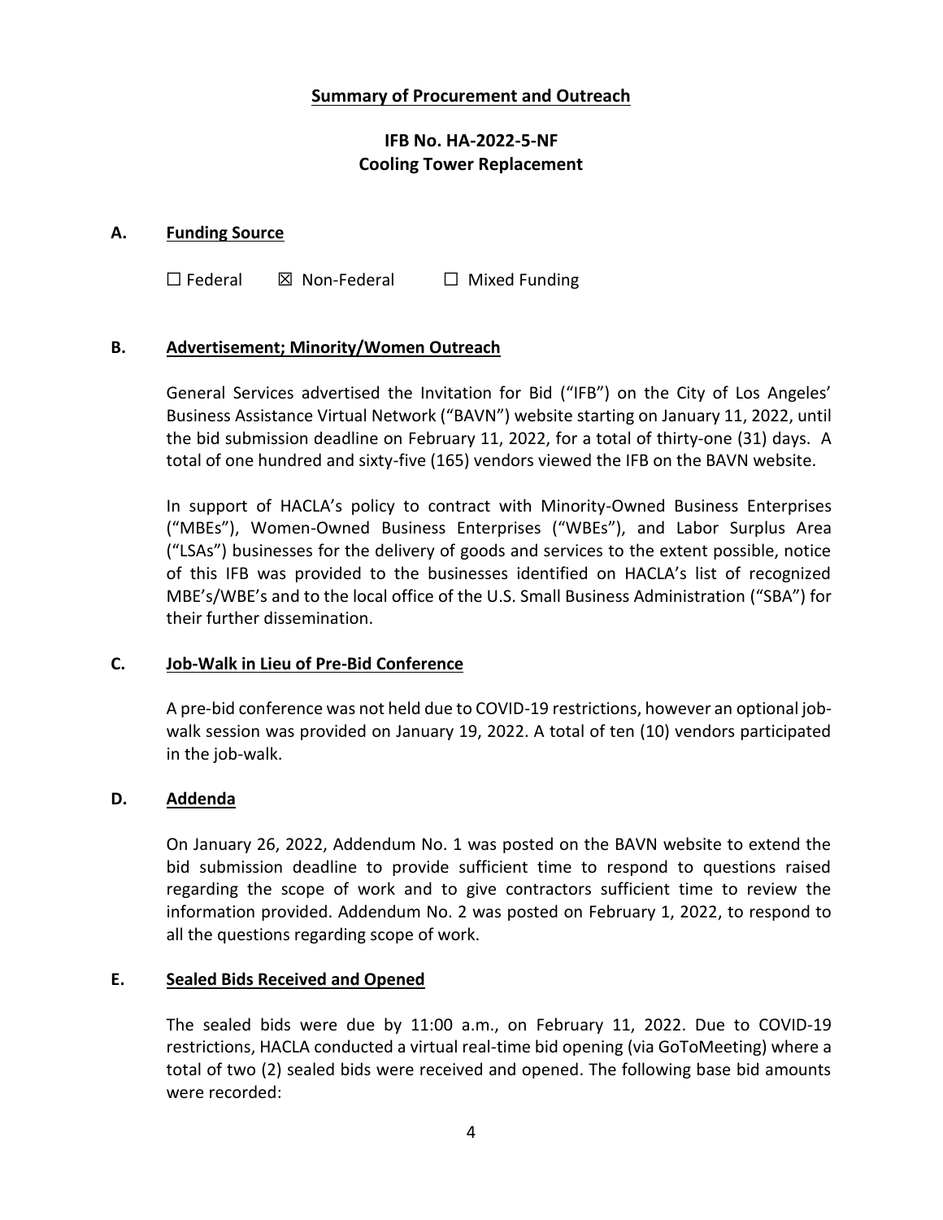## Summary of Procurement and Outreach

### IFB No. HA-2022-5-NF
### Cooling Tower Replacement

**A. Funding Source**

☐ Federal ☒ Non-Federal ☐ Mixed Funding

**B. Advertisement; Minority/Women Outreach**

General Services advertised the Invitation for Bid ("IFB") on the City of Los Angeles' Business Assistance Virtual Network ("BAVN") website starting on January 11, 2022, until the bid submission deadline on February 11, 2022, for a total of thirty-one (31) days. A total of one hundred and sixty-five (165) vendors viewed the IFB on the BAVN website.

In support of HACLA's policy to contract with Minority-Owned Business Enterprises ("MBEs"), Women-Owned Business Enterprises ("WBEs"), and Labor Surplus Area ("LSAs") businesses for the delivery of goods and services to the extent possible, notice of this IFB was provided to the businesses identified on HACLA's list of recognized MBE's/WBE's and to the local office of the U.S. Small Business Administration ("SBA") for their further dissemination.

**C. Job-Walk in Lieu of Pre-Bid Conference**

A pre-bid conference was not held due to COVID-19 restrictions, however an optional job-walk session was provided on January 19, 2022. A total of ten (10) vendors participated in the job-walk.

**D. Addenda**

On January 26, 2022, Addendum No. 1 was posted on the BAVN website to extend the bid submission deadline to provide sufficient time to respond to questions raised regarding the scope of work and to give contractors sufficient time to review the information provided. Addendum No. 2 was posted on February 1, 2022, to respond to all the questions regarding scope of work.

**E. Sealed Bids Received and Opened**

The sealed bids were due by 11:00 a.m., on February 11, 2022. Due to COVID-19 restrictions, HACLA conducted a virtual real-time bid opening (via GoToMeeting) where a total of two (2) sealed bids were received and opened. The following base bid amounts were recorded: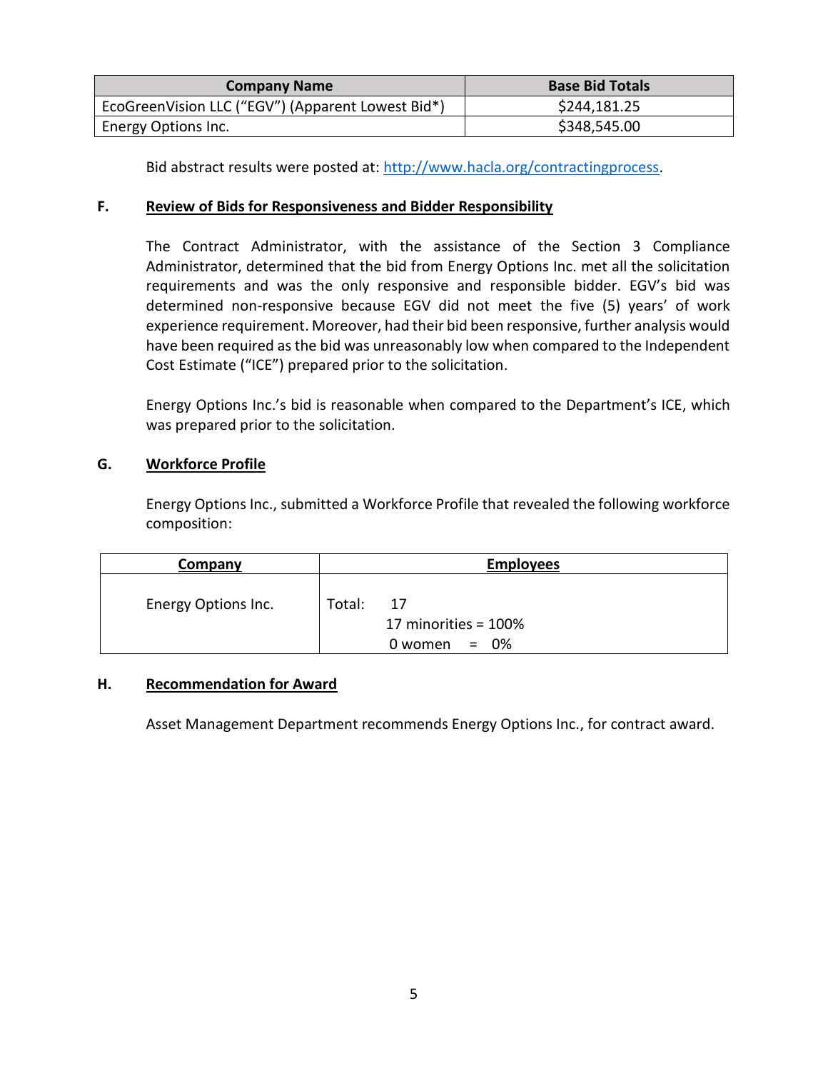| Company Name | Base Bid Totals |
|---|---|
| EcoGreenVision LLC (“EGV”) (Apparent Lowest Bid*) | $244,181.25 |
| Energy Options Inc. | $348,545.00 |

Bid abstract results were posted at: [http://www.hacla.org/contractingprocess](http://www.hacla.org/contractingprocess).

### F. Review of Bids for Responsiveness and Bidder Responsibility

The Contract Administrator, with the assistance of the Section 3 Compliance Administrator, determined that the bid from Energy Options Inc. met all the solicitation requirements and was the only responsive and responsible bidder. EGV’s bid was determined non-responsive because EGV did not meet the five (5) years’ of work experience requirement. Moreover, had their bid been responsive, further analysis would have been required as the bid was unreasonably low when compared to the Independent Cost Estimate (“ICE”) prepared prior to the solicitation.

Energy Options Inc.’s bid is reasonable when compared to the Department’s ICE, which was prepared prior to the solicitation.

### G. Workforce Profile

Energy Options Inc., submitted a Workforce Profile that revealed the following workforce composition:

| Company | Employees |
|---|---|
| Energy Options Inc. | Total: 17<br>17 minorities = 100%<br>0 women = 0% |

### H. Recommendation for Award

Asset Management Department recommends Energy Options Inc., for contract award.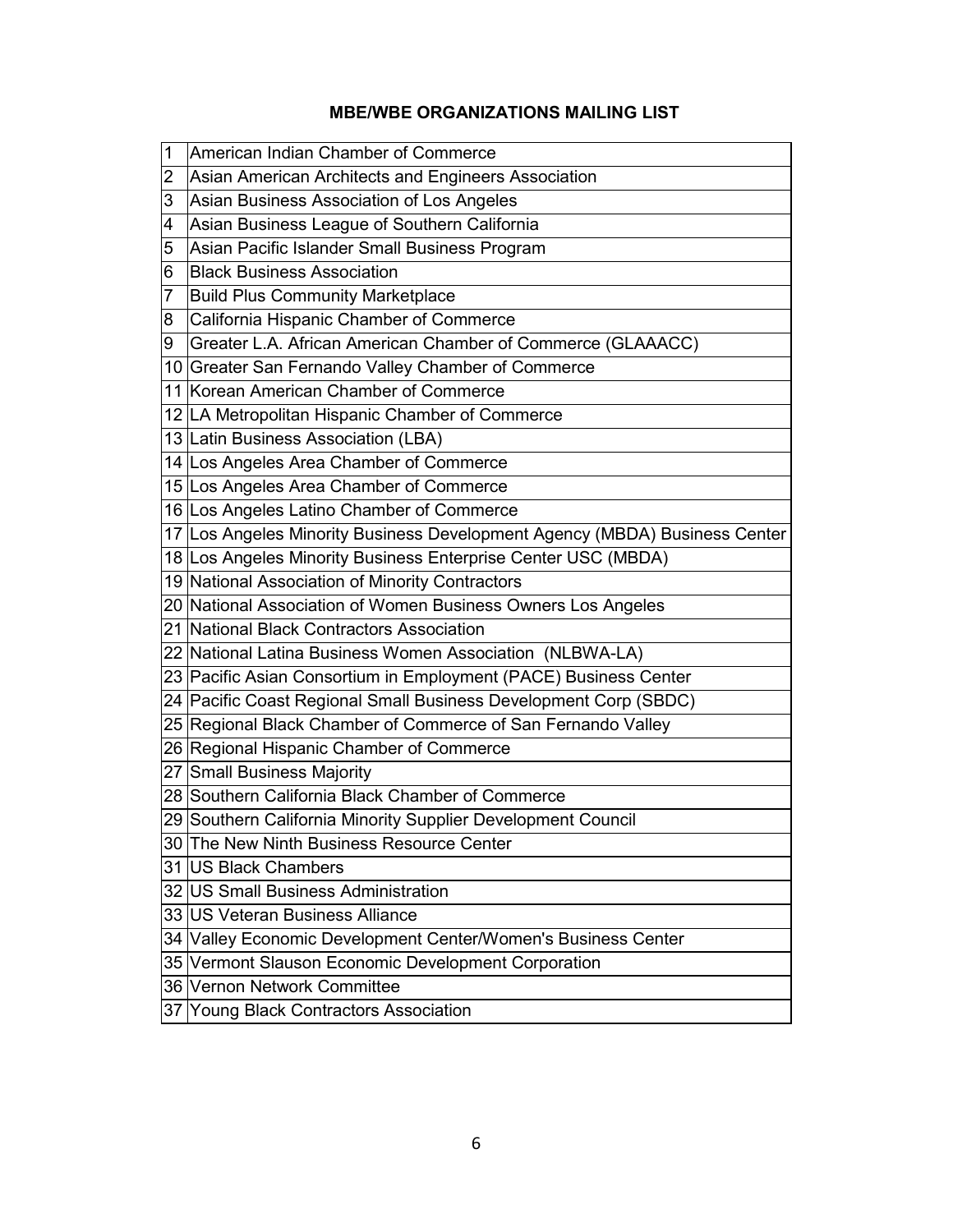**MBE/WBE ORGANIZATIONS MAILING LIST**

| | |
|---|---|
| 1 | American Indian Chamber of Commerce |
| 2 | Asian American Architects and Engineers Association |
| 3 | Asian Business Association of Los Angeles |
| 4 | Asian Business League of Southern California |
| 5 | Asian Pacific Islander Small Business Program |
| 6 | Black Business Association |
| 7 | Build Plus Community Marketplace |
| 8 | California Hispanic Chamber of Commerce |
| 9 | Greater L.A. African American Chamber of Commerce (GLAAACC) |
| 10 | Greater San Fernando Valley Chamber of Commerce |
| 11 | Korean American Chamber of Commerce |
| 12 | LA Metropolitan Hispanic Chamber of Commerce |
| 13 | Latin Business Association (LBA) |
| 14 | Los Angeles Area Chamber of Commerce |
| 15 | Los Angeles Area Chamber of Commerce |
| 16 | Los Angeles Latino Chamber of Commerce |
| 17 | Los Angeles Minority Business Development Agency (MBDA) Business Center |
| 18 | Los Angeles Minority Business Enterprise Center USC (MBDA) |
| 19 | National Association of Minority Contractors |
| 20 | National Association of Women Business Owners Los Angeles |
| 21 | National Black Contractors Association |
| 22 | National Latina Business Women Association (NLBWA-LA) |
| 23 | Pacific Asian Consortium in Employment (PACE) Business Center |
| 24 | Pacific Coast Regional Small Business Development Corp (SBDC) |
| 25 | Regional Black Chamber of Commerce of San Fernando Valley |
| 26 | Regional Hispanic Chamber of Commerce |
| 27 | Small Business Majority |
| 28 | Southern California Black Chamber of Commerce |
| 29 | Southern California Minority Supplier Development Council |
| 30 | The New Ninth Business Resource Center |
| 31 | US Black Chambers |
| 32 | US Small Business Administration |
| 33 | US Veteran Business Alliance |
| 34 | Valley Economic Development Center/Women's Business Center |
| 35 | Vermont Slauson Economic Development Corporation |
| 36 | Vernon Network Committee |
| 37 | Young Black Contractors Association |